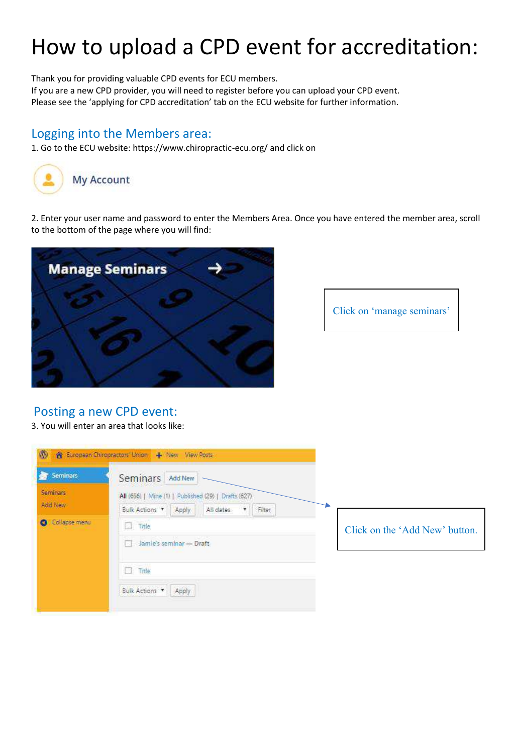# How to upload a CPD event for accreditation:

Thank you for providing valuable CPD events for ECU members.
If you are a new CPD provider, you will need to register before you can upload your CPD event.
Please see the 'applying for CPD accreditation' tab on the ECU website for further information.

## Logging into the Members area:

1. Go to the ECU website: https://www.chiropractic-ecu.org/ and click on

My Account

2. Enter your user name and password to enter the Members Area. Once you have entered the member area, scroll to the bottom of the page where you will find:

Manage Seminars →

Click on 'manage seminars'

## Posting a new CPD event:

3. You will enter an area that looks like:

Click on the 'Add New' button.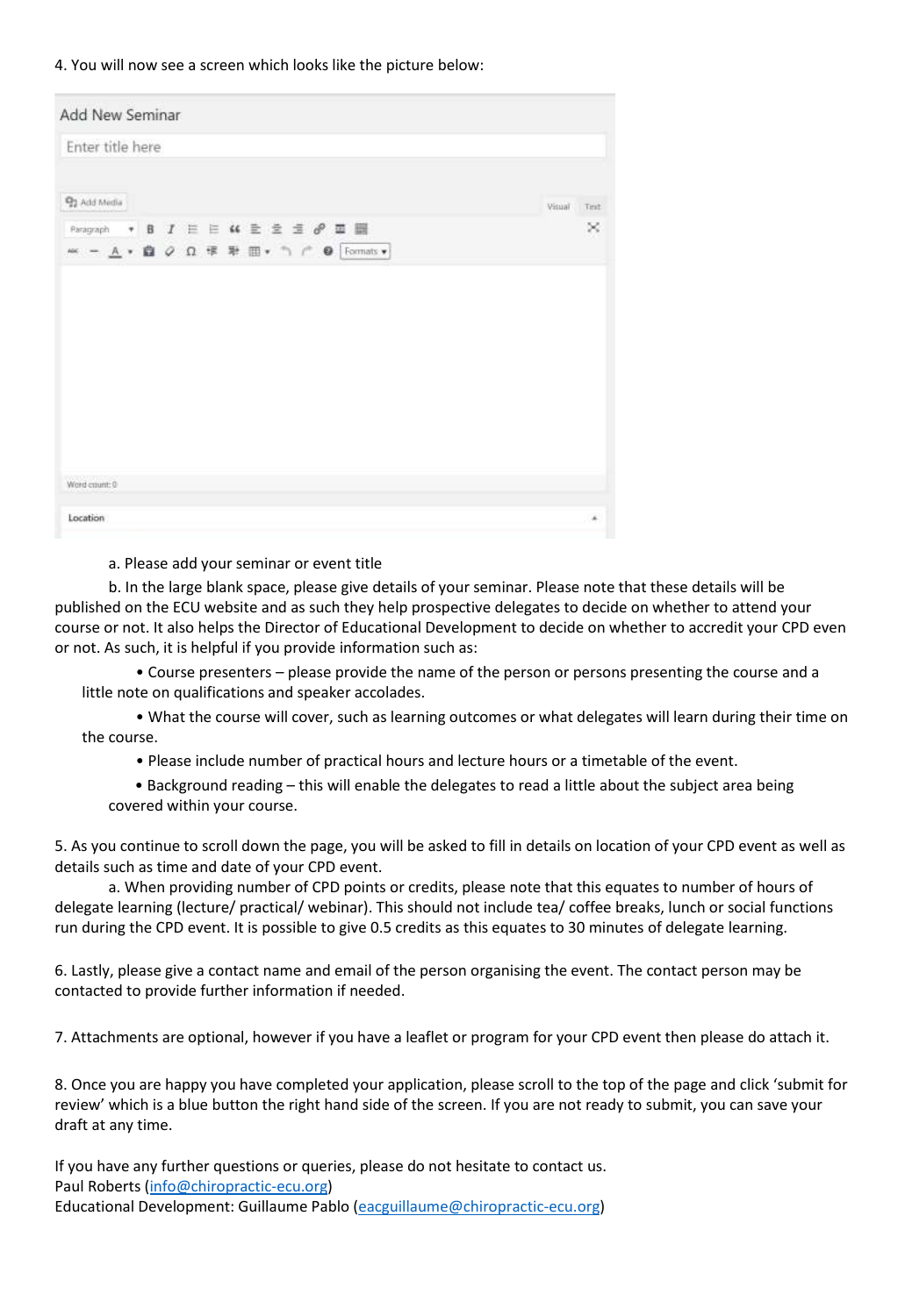4. You will now see a screen which looks like the picture below:

a. Please add your seminar or event title

b. In the large blank space, please give details of your seminar. Please note that these details will be published on the ECU website and as such they help prospective delegates to decide on whether to attend your course or not. It also helps the Director of Educational Development to decide on whether to accredit your CPD even or not. As such, it is helpful if you provide information such as:

- Course presenters – please provide the name of the person or persons presenting the course and a little note on qualifications and speaker accolades.
- What the course will cover, such as learning outcomes or what delegates will learn during their time on the course.
- Please include number of practical hours and lecture hours or a timetable of the event.
- Background reading – this will enable the delegates to read a little about the subject area being covered within your course.

5. As you continue to scroll down the page, you will be asked to fill in details on location of your CPD event as well as details such as time and date of your CPD event.

a. When providing number of CPD points or credits, please note that this equates to number of hours of delegate learning (lecture/ practical/ webinar). This should not include tea/ coffee breaks, lunch or social functions run during the CPD event. It is possible to give 0.5 credits as this equates to 30 minutes of delegate learning.

6. Lastly, please give a contact name and email of the person organising the event. The contact person may be contacted to provide further information if needed.

7. Attachments are optional, however if you have a leaflet or program for your CPD event then please do attach it.

8. Once you are happy you have completed your application, please scroll to the top of the page and click 'submit for review' which is a blue button the right hand side of the screen. If you are not ready to submit, you can save your draft at any time.

If you have any further questions or queries, please do not hesitate to contact us.
Paul Roberts (info@chiropractic-ecu.org)
Educational Development: Guillaume Pablo (eacguillaume@chiropractic-ecu.org)